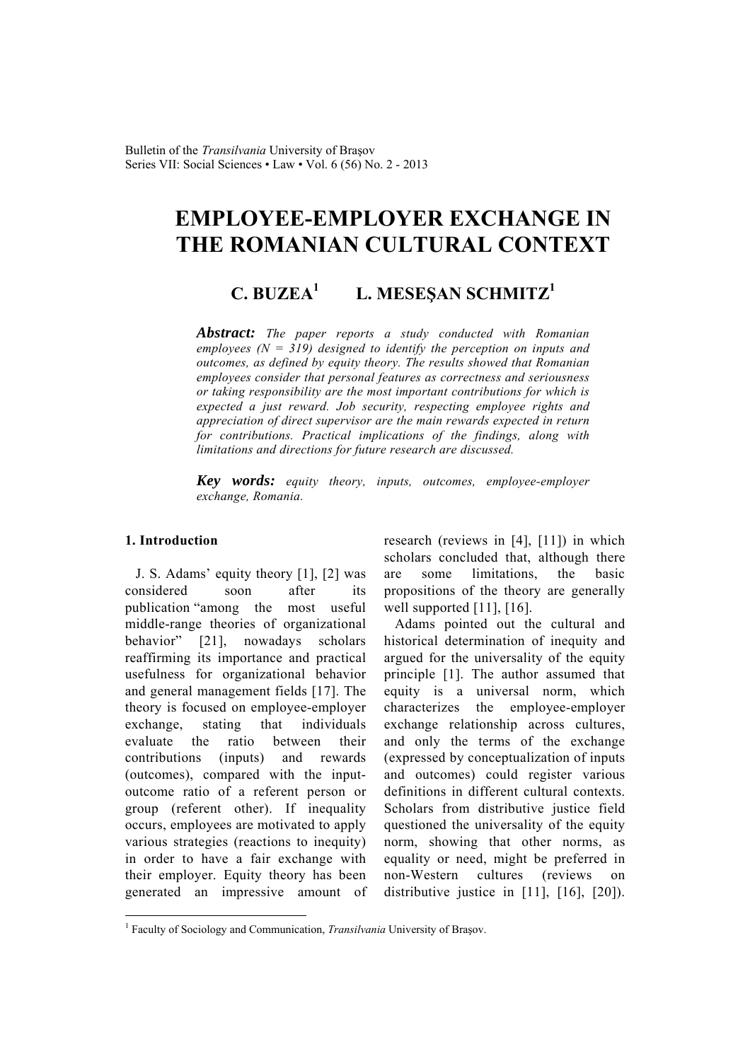# EMPLOYEE-EMPLOYER EXCHANGE IN THE ROMANIAN CULTURAL CONTEXT

**C. BUZEA[1] L. MESEŞAN SCHMITZ[1]**

***Abstract:*** *The paper reports a study conducted with Romanian employees (N = 319) designed to identify the perception on inputs and outcomes, as defined by equity theory. The results showed that Romanian employees consider that personal features as correctness and seriousness or taking responsibility are the most important contributions for which is expected a just reward. Job security, respecting employee rights and appreciation of direct supervisor are the main rewards expected in return for contributions. Practical implications of the findings, along with limitations and directions for future research are discussed.*

***Key words:*** *equity theory, inputs, outcomes, employee-employer exchange, Romania.*

## 1. Introduction

J. S. Adams' equity theory [1], [2] was considered soon after its publication "among the most useful middle-range theories of organizational behavior" [21], nowadays scholars reaffirming its importance and practical usefulness for organizational behavior and general management fields [17]. The theory is focused on employee-employer exchange, stating that individuals evaluate the ratio between their contributions (inputs) and rewards (outcomes), compared with the input-outcome ratio of a referent person or group (referent other). If inequality occurs, employees are motivated to apply various strategies (reactions to inequity) in order to have a fair exchange with their employer. Equity theory has been generated an impressive amount of research (reviews in [4], [11]) in which scholars concluded that, although there are some limitations, the basic propositions of the theory are generally well supported [11], [16].

Adams pointed out the cultural and historical determination of inequity and argued for the universality of the equity principle [1]. The author assumed that equity is a universal norm, which characterizes the employee-employer exchange relationship across cultures, and only the terms of the exchange (expressed by conceptualization of inputs and outcomes) could register various definitions in different cultural contexts. Scholars from distributive justice field questioned the universality of the equity norm, showing that other norms, as equality or need, might be preferred in non-Western cultures (reviews on distributive justice in [11], [16], [20]).

---

[1] Faculty of Sociology and Communication, *Transilvania* University of Braşov.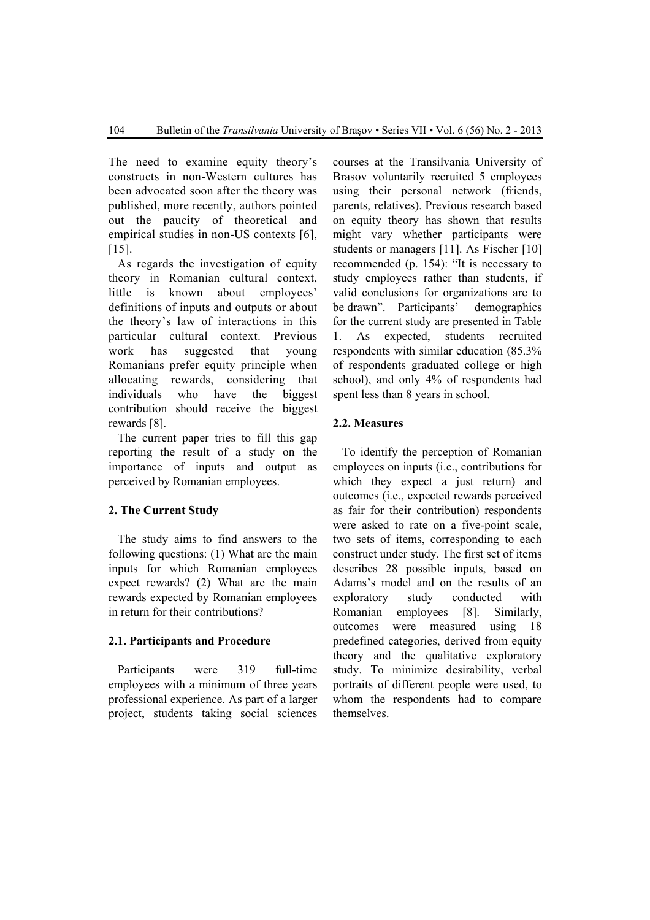The need to examine equity theory's constructs in non-Western cultures has been advocated soon after the theory was published, more recently, authors pointed out the paucity of theoretical and empirical studies in non-US contexts [6], [15].

As regards the investigation of equity theory in Romanian cultural context, little is known about employees' definitions of inputs and outputs or about the theory's law of interactions in this particular cultural context. Previous work has suggested that young Romanians prefer equity principle when allocating rewards, considering that individuals who have the biggest contribution should receive the biggest rewards [8].

The current paper tries to fill this gap reporting the result of a study on the importance of inputs and output as perceived by Romanian employees.

## 2. The Current Study

The study aims to find answers to the following questions: (1) What are the main inputs for which Romanian employees expect rewards? (2) What are the main rewards expected by Romanian employees in return for their contributions?

### 2.1. Participants and Procedure

Participants were 319 full-time employees with a minimum of three years professional experience. As part of a larger project, students taking social sciences courses at the Transilvania University of Brasov voluntarily recruited 5 employees using their personal network (friends, parents, relatives). Previous research based on equity theory has shown that results might vary whether participants were students or managers [11]. As Fischer [10] recommended (p. 154): "It is necessary to study employees rather than students, if valid conclusions for organizations are to be drawn". Participants' demographics for the current study are presented in Table 1. As expected, students recruited respondents with similar education (85.3% of respondents graduated college or high school), and only 4% of respondents had spent less than 8 years in school.

### 2.2. Measures

To identify the perception of Romanian employees on inputs (i.e., contributions for which they expect a just return) and outcomes (i.e., expected rewards perceived as fair for their contribution) respondents were asked to rate on a five-point scale, two sets of items, corresponding to each construct under study. The first set of items describes 28 possible inputs, based on Adams's model and on the results of an exploratory study conducted with Romanian employees [8]. Similarly, outcomes were measured using 18 predefined categories, derived from equity theory and the qualitative exploratory study. To minimize desirability, verbal portraits of different people were used, to whom the respondents had to compare themselves.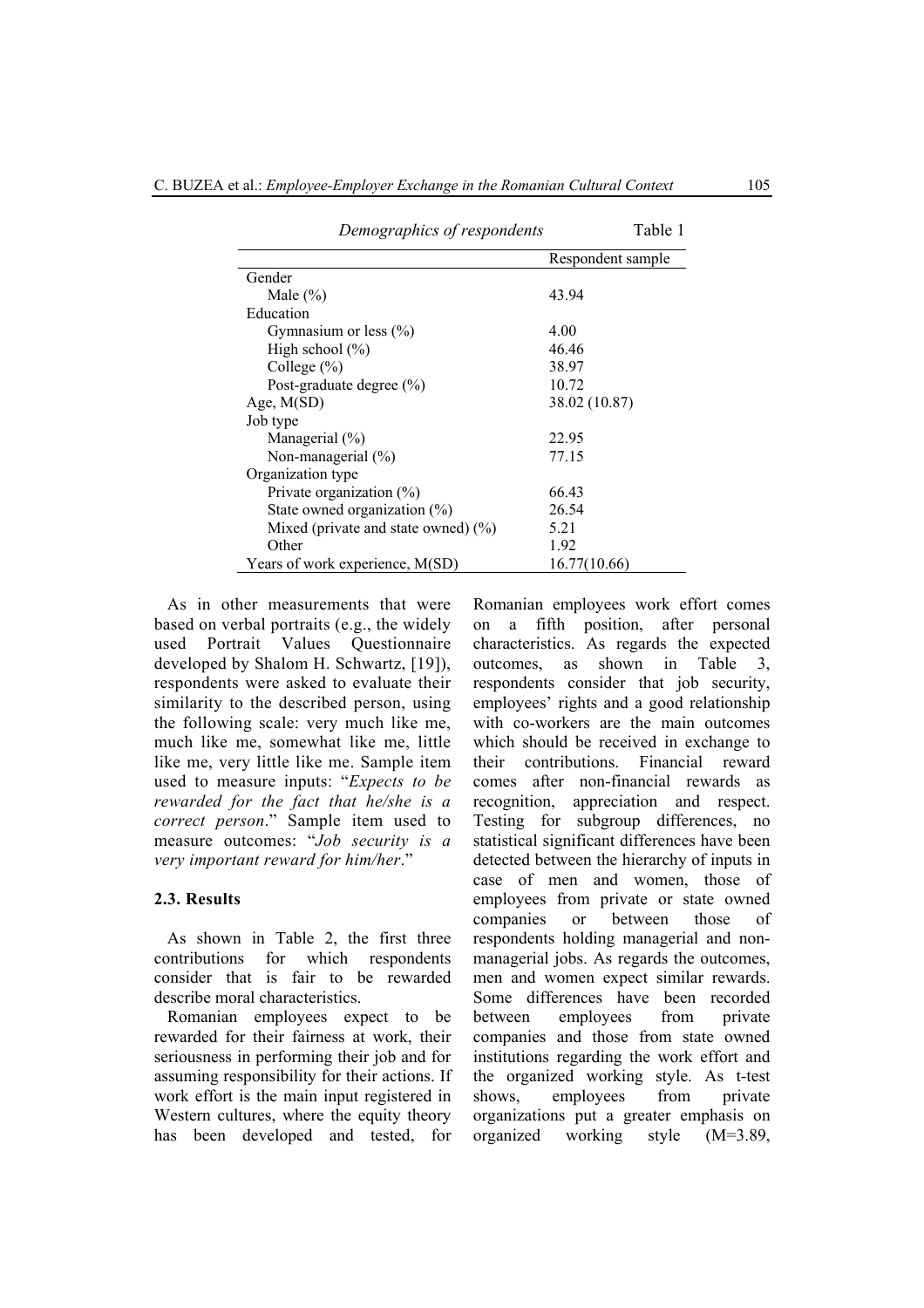*Demographics of respondents* Table 1

| | Respondent sample |
|---|---|
| Gender | |
| Male (%) | 43.94 |
| Education | |
| Gymnasium or less (%) | 4.00 |
| High school (%) | 46.46 |
| College (%) | 38.97 |
| Post-graduate degree (%) | 10.72 |
| Age, M(SD) | 38.02 (10.87) |
| Job type | |
| Managerial (%) | 22.95 |
| Non-managerial (%) | 77.15 |
| Organization type | |
| Private organization (%) | 66.43 |
| State owned organization (%) | 26.54 |
| Mixed (private and state owned) (%) | 5.21 |
| Other | 1.92 |
| Years of work experience, M(SD) | 16.77(10.66) |

As in other measurements that were based on verbal portraits (e.g., the widely used Portrait Values Questionnaire developed by Shalom H. Schwartz, [19]), respondents were asked to evaluate their similarity to the described person, using the following scale: very much like me, much like me, somewhat like me, little like me, very little like me. Sample item used to measure inputs: "*Expects to be rewarded for the fact that he/she is a correct person*." Sample item used to measure outcomes: "*Job security is a very important reward for him/her*."

### 2.3. Results

As shown in Table 2, the first three contributions for which respondents consider that is fair to be rewarded describe moral characteristics.

Romanian employees expect to be rewarded for their fairness at work, their seriousness in performing their job and for assuming responsibility for their actions. If work effort is the main input registered in Western cultures, where the equity theory has been developed and tested, for Romanian employees work effort comes on a fifth position, after personal characteristics. As regards the expected outcomes, as shown in Table 3, respondents consider that job security, employees' rights and a good relationship with co-workers are the main outcomes which should be received in exchange to their contributions. Financial reward comes after non-financial rewards as recognition, appreciation and respect. Testing for subgroup differences, no statistical significant differences have been detected between the hierarchy of inputs in case of men and women, those of employees from private or state owned companies or between those of respondents holding managerial and non-managerial jobs. As regards the outcomes, men and women expect similar rewards. Some differences have been recorded between employees from private companies and those from state owned institutions regarding the work effort and the organized working style. As t-test shows, employees from private organizations put a greater emphasis on organized working style (M=3.89,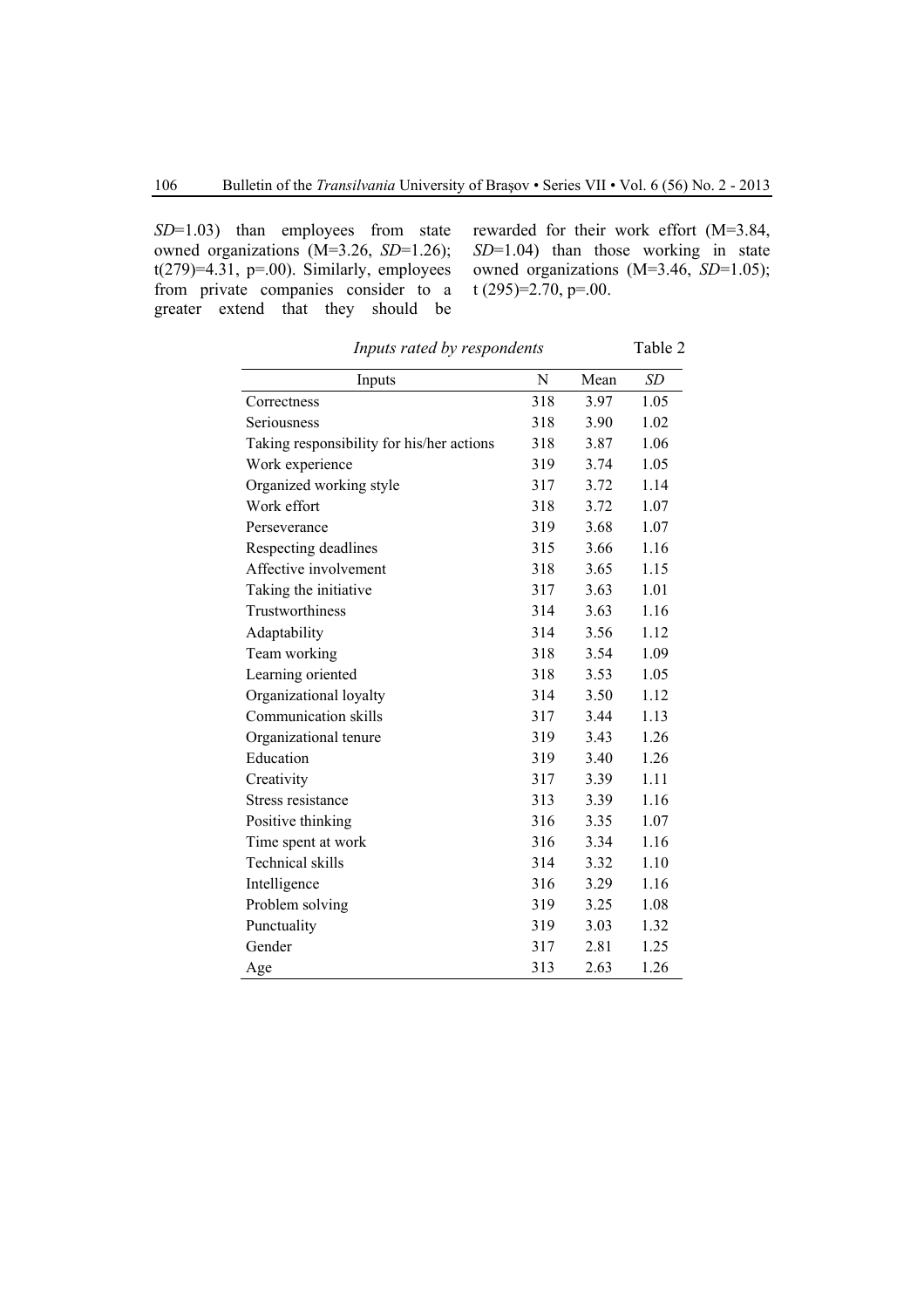*SD*=1.03) than employees from state owned organizations (M=3.26, *SD*=1.26); $t(279)=4.31$, $p=.00$). Similarly, employees from private companies consider to a greater extend that they should be rewarded for their work effort (M=3.84, *SD*=1.04) than those working in state owned organizations (M=3.46, *SD*=1.05); $t(295)=2.70$, $p=.00$.

*Inputs rated by respondents* Table 2

| Inputs | N | Mean | *SD* |
|---|---|---|---|
| Correctness | 318 | 3.97 | 1.05 |
| Seriousness | 318 | 3.90 | 1.02 |
| Taking responsibility for his/her actions | 318 | 3.87 | 1.06 |
| Work experience | 319 | 3.74 | 1.05 |
| Organized working style | 317 | 3.72 | 1.14 |
| Work effort | 318 | 3.72 | 1.07 |
| Perseverance | 319 | 3.68 | 1.07 |
| Respecting deadlines | 315 | 3.66 | 1.16 |
| Affective involvement | 318 | 3.65 | 1.15 |
| Taking the initiative | 317 | 3.63 | 1.01 |
| Trustworthiness | 314 | 3.63 | 1.16 |
| Adaptability | 314 | 3.56 | 1.12 |
| Team working | 318 | 3.54 | 1.09 |
| Learning oriented | 318 | 3.53 | 1.05 |
| Organizational loyalty | 314 | 3.50 | 1.12 |
| Communication skills | 317 | 3.44 | 1.13 |
| Organizational tenure | 319 | 3.43 | 1.26 |
| Education | 319 | 3.40 | 1.26 |
| Creativity | 317 | 3.39 | 1.11 |
| Stress resistance | 313 | 3.39 | 1.16 |
| Positive thinking | 316 | 3.35 | 1.07 |
| Time spent at work | 316 | 3.34 | 1.16 |
| Technical skills | 314 | 3.32 | 1.10 |
| Intelligence | 316 | 3.29 | 1.16 |
| Problem solving | 319 | 3.25 | 1.08 |
| Punctuality | 319 | 3.03 | 1.32 |
| Gender | 317 | 2.81 | 1.25 |
| Age | 313 | 2.63 | 1.26 |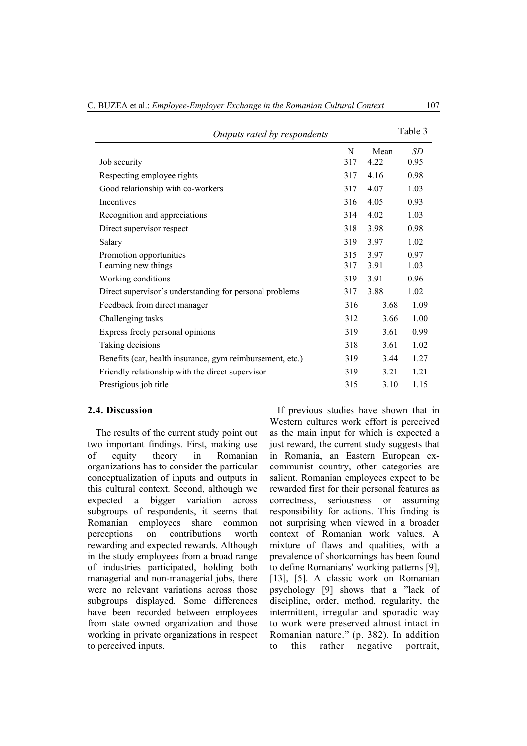Table 3

*Outputs rated by respondents*

| | N | Mean | *SD* |
|---|---|---|---|
| Job security | 317 | 4.22 | 0.95 |
| Respecting employee rights | 317 | 4.16 | 0.98 |
| Good relationship with co-workers | 317 | 4.07 | 1.03 |
| Incentives | 316 | 4.05 | 0.93 |
| Recognition and appreciations | 314 | 4.02 | 1.03 |
| Direct supervisor respect | 318 | 3.98 | 0.98 |
| Salary | 319 | 3.97 | 1.02 |
| Promotion opportunities | 315 | 3.97 | 0.97 |
| Learning new things | 317 | 3.91 | 1.03 |
| Working conditions | 319 | 3.91 | 0.96 |
| Direct supervisor's understanding for personal problems | 317 | 3.88 | 1.02 |
| Feedback from direct manager | 316 | 3.68 | 1.09 |
| Challenging tasks | 312 | 3.66 | 1.00 |
| Express freely personal opinions | 319 | 3.61 | 0.99 |
| Taking decisions | 318 | 3.61 | 1.02 |
| Benefits (car, health insurance, gym reimbursement, etc.) | 319 | 3.44 | 1.27 |
| Friendly relationship with the direct supervisor | 319 | 3.21 | 1.21 |
| Prestigious job title | 315 | 3.10 | 1.15 |

### 2.4. Discussion

The results of the current study point out two important findings. First, making use of equity theory in Romanian organizations has to consider the particular conceptualization of inputs and outputs in this cultural context. Second, although we expected a bigger variation across subgroups of respondents, it seems that Romanian employees share common perceptions on contributions worth rewarding and expected rewards. Although in the study employees from a broad range of industries participated, holding both managerial and non-managerial jobs, there were no relevant variations across those subgroups displayed. Some differences have been recorded between employees from state owned organization and those working in private organizations in respect to perceived inputs.

If previous studies have shown that in Western cultures work effort is perceived as the main input for which is expected a just reward, the current study suggests that in Romania, an Eastern European ex-communist country, other categories are salient. Romanian employees expect to be rewarded first for their personal features as correctness, seriousness or assuming responsibility for actions. This finding is not surprising when viewed in a broader context of Romanian work values. A mixture of flaws and qualities, with a prevalence of shortcomings has been found to define Romanians' working patterns [9], [13], [5]. A classic work on Romanian psychology [9] shows that a "lack of discipline, order, method, regularity, the intermittent, irregular and sporadic way to work were preserved almost intact in Romanian nature." (p. 382). In addition to this rather negative portrait,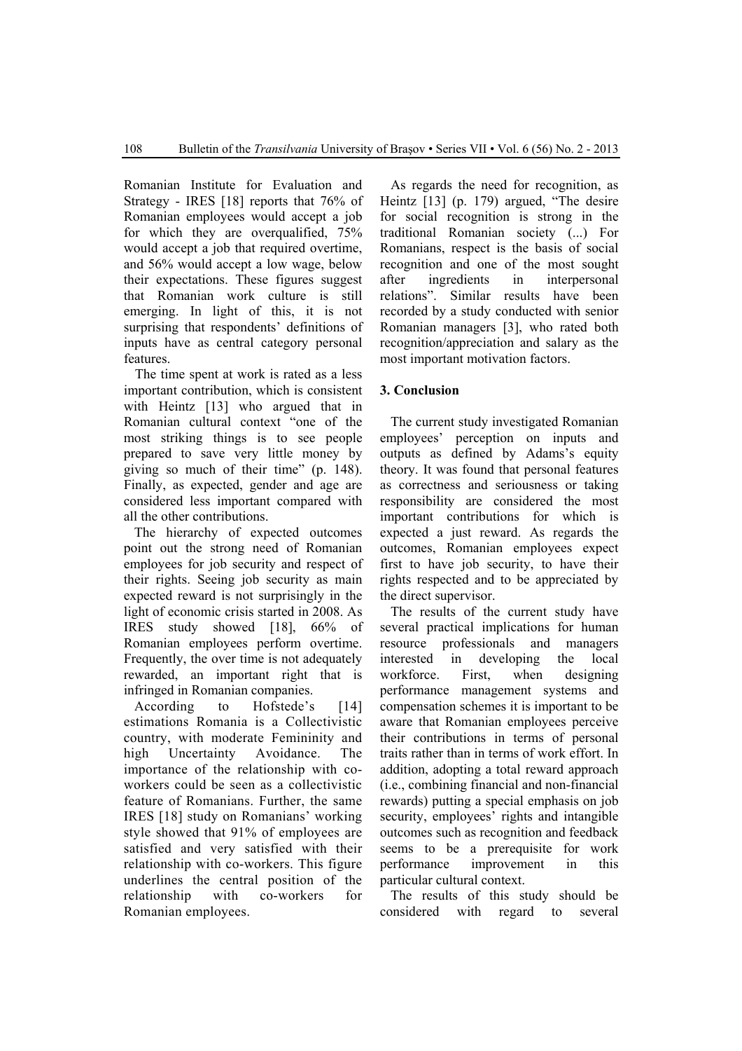Romanian Institute for Evaluation and Strategy - IRES [18] reports that 76% of Romanian employees would accept a job for which they are overqualified, 75% would accept a job that required overtime, and 56% would accept a low wage, below their expectations. These figures suggest that Romanian work culture is still emerging. In light of this, it is not surprising that respondents' definitions of inputs have as central category personal features.

The time spent at work is rated as a less important contribution, which is consistent with Heintz [13] who argued that in Romanian cultural context "one of the most striking things is to see people prepared to save very little money by giving so much of their time" (p. 148). Finally, as expected, gender and age are considered less important compared with all the other contributions.

The hierarchy of expected outcomes point out the strong need of Romanian employees for job security and respect of their rights. Seeing job security as main expected reward is not surprisingly in the light of economic crisis started in 2008. As IRES study showed [18], 66% of Romanian employees perform overtime. Frequently, the over time is not adequately rewarded, an important right that is infringed in Romanian companies.

According to Hofstede's [14] estimations Romania is a Collectivistic country, with moderate Femininity and high Uncertainty Avoidance. The importance of the relationship with co-workers could be seen as a collectivistic feature of Romanians. Further, the same IRES [18] study on Romanians' working style showed that 91% of employees are satisfied and very satisfied with their relationship with co-workers. This figure underlines the central position of the relationship with co-workers for Romanian employees.

As regards the need for recognition, as Heintz [13] (p. 179) argued, "The desire for social recognition is strong in the traditional Romanian society (...) For Romanians, respect is the basis of social recognition and one of the most sought after ingredients in interpersonal relations". Similar results have been recorded by a study conducted with senior Romanian managers [3], who rated both recognition/appreciation and salary as the most important motivation factors.

## 3. Conclusion

The current study investigated Romanian employees' perception on inputs and outputs as defined by Adams's equity theory. It was found that personal features as correctness and seriousness or taking responsibility are considered the most important contributions for which is expected a just reward. As regards the outcomes, Romanian employees expect first to have job security, to have their rights respected and to be appreciated by the direct supervisor.

The results of the current study have several practical implications for human resource professionals and managers interested in developing the local workforce. First, when designing performance management systems and compensation schemes it is important to be aware that Romanian employees perceive their contributions in terms of personal traits rather than in terms of work effort. In addition, adopting a total reward approach (i.e., combining financial and non-financial rewards) putting a special emphasis on job security, employees' rights and intangible outcomes such as recognition and feedback seems to be a prerequisite for work performance improvement in this particular cultural context.

The results of this study should be considered with regard to several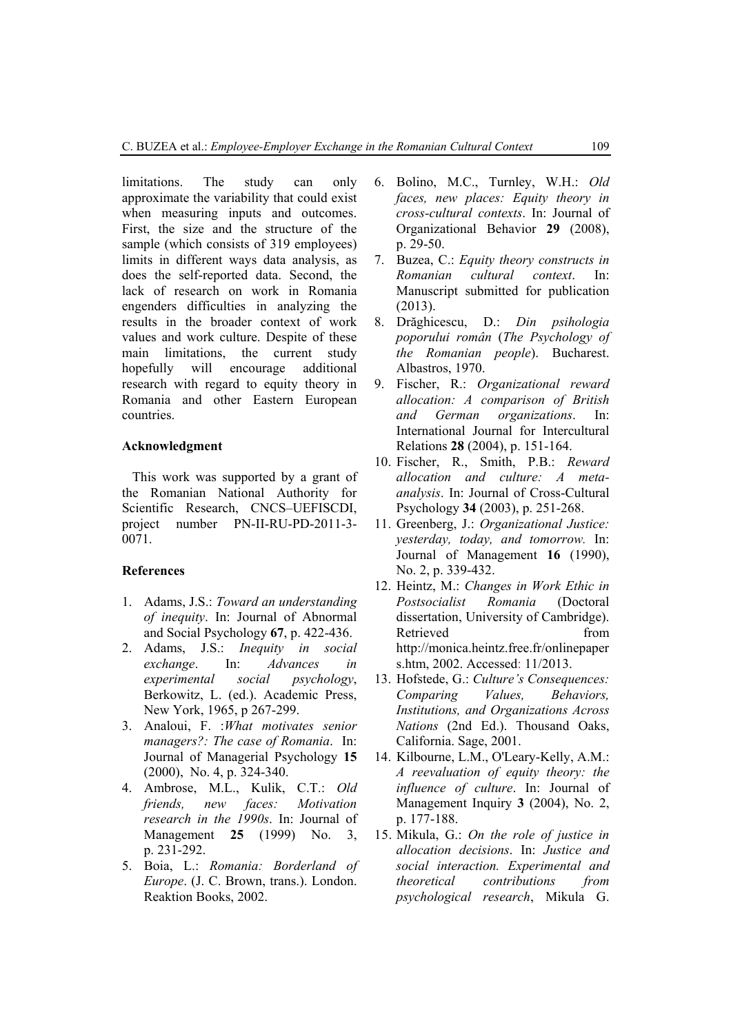limitations. The study can only approximate the variability that could exist when measuring inputs and outcomes. First, the size and the structure of the sample (which consists of 319 employees) limits in different ways data analysis, as does the self-reported data. Second, the lack of research on work in Romania engenders difficulties in analyzing the results in the broader context of work values and work culture. Despite of these main limitations, the current study hopefully will encourage additional research with regard to equity theory in Romania and other Eastern European countries.

**Acknowledgment**

This work was supported by a grant of the Romanian National Authority for Scientific Research, CNCS–UEFISCDI, project number PN-II-RU-PD-2011-3-0071.

**References**

1. Adams, J.S.: *Toward an understanding of inequity*. In: Journal of Abnormal and Social Psychology **67**, p. 422-436.
2. Adams, J.S.: *Inequity in social exchange*. In: *Advances in experimental social psychology*, Berkowitz, L. (ed.). Academic Press, New York, 1965, p 267-299.
3. Analoui, F. :*What motivates senior managers?: The case of Romania*. In: Journal of Managerial Psychology **15** (2000), No. 4, p. 324-340.
4. Ambrose, M.L., Kulik, C.T.: *Old friends, new faces: Motivation research in the 1990s*. In: Journal of Management **25** (1999) No. 3, p. 231-292.
5. Boia, L.: *Romania: Borderland of Europe*. (J. C. Brown, trans.). London. Reaktion Books, 2002.
6. Bolino, M.C., Turnley, W.H.: *Old faces, new places: Equity theory in cross-cultural contexts*. In: Journal of Organizational Behavior **29** (2008), p. 29-50.
7. Buzea, C.: *Equity theory constructs in Romanian cultural context*. In: Manuscript submitted for publication (2013).
8. Drăghicescu, D.: *Din psihologia poporului român* (*The Psychology of the Romanian people*). Bucharest. Albastros, 1970.
9. Fischer, R.: *Organizational reward allocation: A comparison of British and German organizations*. In: International Journal for Intercultural Relations **28** (2004), p. 151-164.
10. Fischer, R., Smith, P.B.: *Reward allocation and culture: A meta-analysis*. In: Journal of Cross-Cultural Psychology **34** (2003), p. 251-268.
11. Greenberg, J.: *Organizational Justice: yesterday, today, and tomorrow.* In: Journal of Management **16** (1990), No. 2, p. 339-432.
12. Heintz, M.: *Changes in Work Ethic in Postsocialist Romania* (Doctoral dissertation, University of Cambridge). Retrieved from http://monica.heintz.free.fr/onlinepapers.htm, 2002. Accessed: 11/2013.
13. Hofstede, G.: *Culture's Consequences: Comparing Values, Behaviors, Institutions, and Organizations Across Nations* (2nd Ed.). Thousand Oaks, California. Sage, 2001.
14. Kilbourne, L.M., O'Leary-Kelly, A.M.: *A reevaluation of equity theory: the influence of culture*. In: Journal of Management Inquiry **3** (2004), No. 2, p. 177-188.
15. Mikula, G.: *On the role of justice in allocation decisions*. In: *Justice and social interaction. Experimental and theoretical contributions from psychological research*, Mikula G.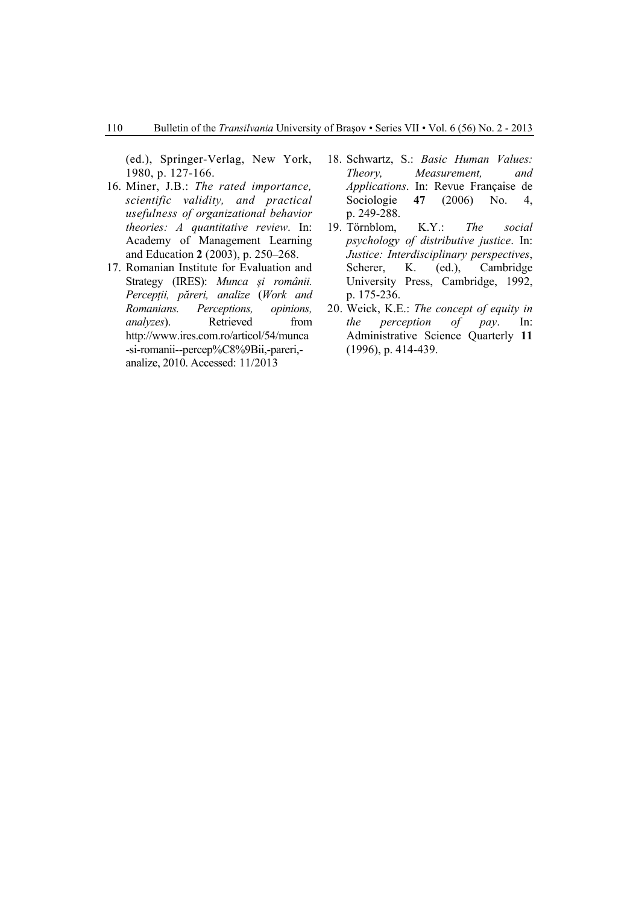(ed.), Springer-Verlag, New York, 1980, p. 127-166.

16. Miner, J.B.: *The rated importance, scientific validity, and practical usefulness of organizational behavior theories: A quantitative review*. In: Academy of Management Learning and Education **2** (2003), p. 250–268.
17. Romanian Institute for Evaluation and Strategy (IRES): *Munca şi românii. Percepții, păreri, analize* (*Work and Romanians. Perceptions, opinions, analyzes*). Retrieved from http://www.ires.com.ro/articol/54/munca-si-romanii--percep%C8%9Bii,-pareri,-analize, 2010. Accessed: 11/2013
18. Schwartz, S.: *Basic Human Values: Theory, Measurement, and Applications*. In: Revue Française de Sociologie **47** (2006) No. 4, p. 249-288.
19. Törnblom, K.Y.: *The social psychology of distributive justice*. In: *Justice: Interdisciplinary perspectives*, Scherer, K. (ed.), Cambridge University Press, Cambridge, 1992, p. 175-236.
20. Weick, K.E.: *The concept of equity in the perception of pay*. In: Administrative Science Quarterly **11** (1996), p. 414-439.